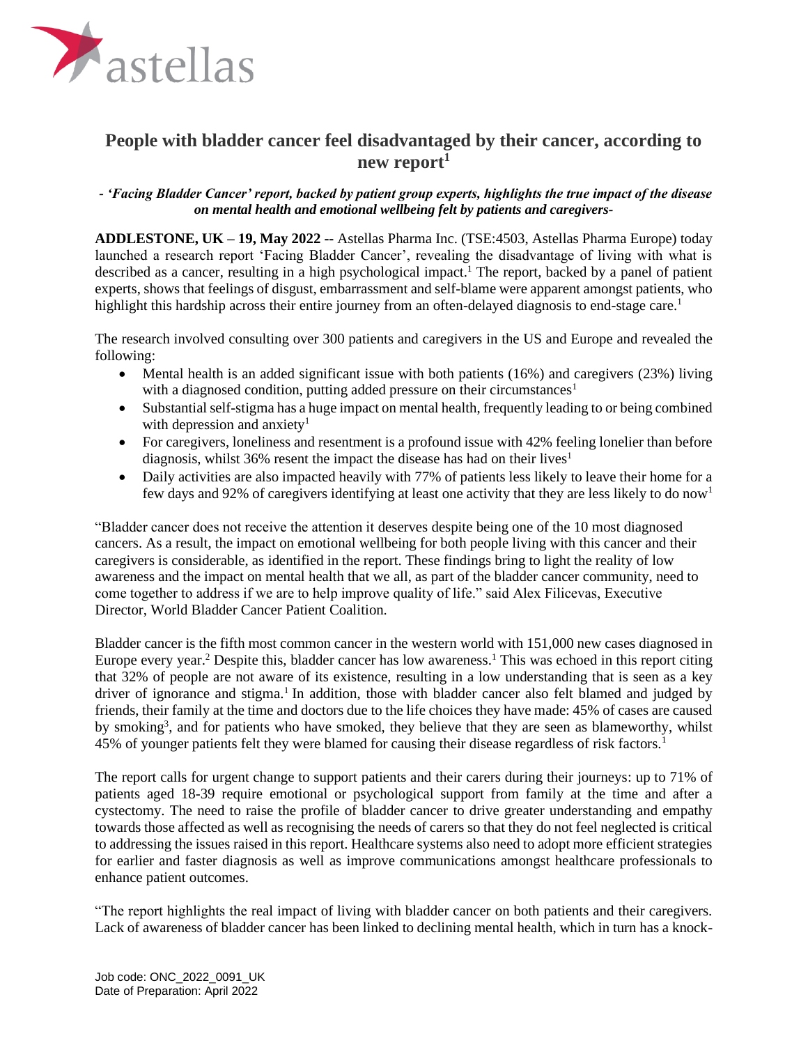# People with bladder cancer feel disadvantaged by their cancer, according to new report[1]

*- 'Facing Bladder Cancer' report, backed by patient group experts, highlights the true impact of the disease on mental health and emotional wellbeing felt by patients and caregivers-*

**ADDLESTONE, UK – 19, May 2022 --** Astellas Pharma Inc. (TSE:4503, Astellas Pharma Europe) today launched a research report 'Facing Bladder Cancer', revealing the disadvantage of living with what is described as a cancer, resulting in a high psychological impact.[1] The report, backed by a panel of patient experts, shows that feelings of disgust, embarrassment and self-blame were apparent amongst patients, who highlight this hardship across their entire journey from an often-delayed diagnosis to end-stage care.[1]

The research involved consulting over 300 patients and caregivers in the US and Europe and revealed the following:

- Mental health is an added significant issue with both patients (16%) and caregivers (23%) living with a diagnosed condition, putting added pressure on their circumstances[1]
- Substantial self-stigma has a huge impact on mental health, frequently leading to or being combined with depression and anxiety[1]
- For caregivers, loneliness and resentment is a profound issue with 42% feeling lonelier than before diagnosis, whilst 36% resent the impact the disease has had on their lives[1]
- Daily activities are also impacted heavily with 77% of patients less likely to leave their home for a few days and 92% of caregivers identifying at least one activity that they are less likely to do now[1]

"Bladder cancer does not receive the attention it deserves despite being one of the 10 most diagnosed cancers. As a result, the impact on emotional wellbeing for both people living with this cancer and their caregivers is considerable, as identified in the report. These findings bring to light the reality of low awareness and the impact on mental health that we all, as part of the bladder cancer community, need to come together to address if we are to help improve quality of life." said Alex Filicevas, Executive Director, World Bladder Cancer Patient Coalition.

Bladder cancer is the fifth most common cancer in the western world with 151,000 new cases diagnosed in Europe every year.[2] Despite this, bladder cancer has low awareness.[1] This was echoed in this report citing that 32% of people are not aware of its existence, resulting in a low understanding that is seen as a key driver of ignorance and stigma.[1] In addition, those with bladder cancer also felt blamed and judged by friends, their family at the time and doctors due to the life choices they have made: 45% of cases are caused by smoking[3], and for patients who have smoked, they believe that they are seen as blameworthy, whilst 45% of younger patients felt they were blamed for causing their disease regardless of risk factors.[1]

The report calls for urgent change to support patients and their carers during their journeys: up to 71% of patients aged 18-39 require emotional or psychological support from family at the time and after a cystectomy. The need to raise the profile of bladder cancer to drive greater understanding and empathy towards those affected as well as recognising the needs of carers so that they do not feel neglected is critical to addressing the issues raised in this report. Healthcare systems also need to adopt more efficient strategies for earlier and faster diagnosis as well as improve communications amongst healthcare professionals to enhance patient outcomes.

"The report highlights the real impact of living with bladder cancer on both patients and their caregivers. Lack of awareness of bladder cancer has been linked to declining mental health, which in turn has a knock-

Job code: ONC_2022_0091_UK
Date of Preparation: April 2022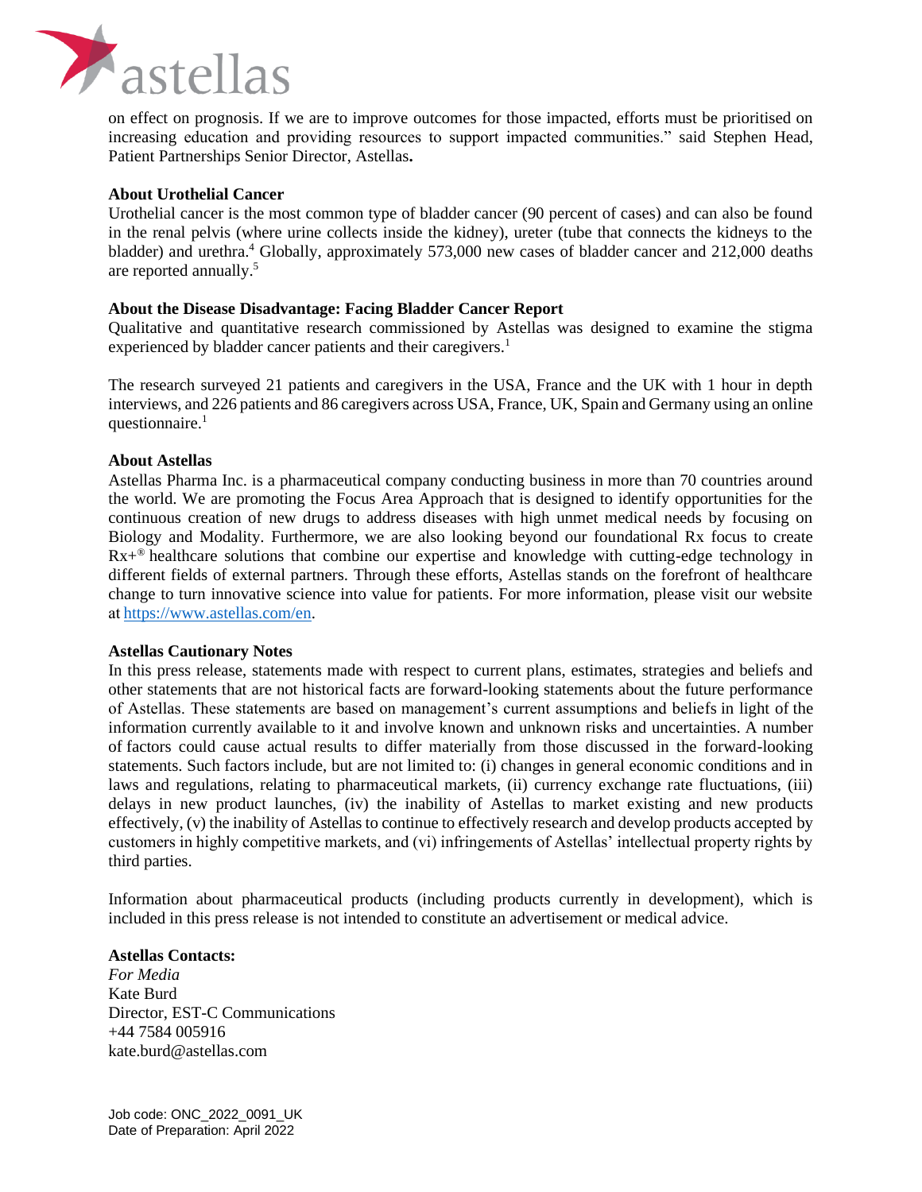on effect on prognosis. If we are to improve outcomes for those impacted, efforts must be prioritised on increasing education and providing resources to support impacted communities." said Stephen Head, Patient Partnerships Senior Director, Astellas**.**

**About Urothelial Cancer**

Urothelial cancer is the most common type of bladder cancer (90 percent of cases) and can also be found in the renal pelvis (where urine collects inside the kidney), ureter (tube that connects the kidneys to the bladder) and urethra.[4] Globally, approximately 573,000 new cases of bladder cancer and 212,000 deaths are reported annually.[5]

**About the Disease Disadvantage: Facing Bladder Cancer Report**

Qualitative and quantitative research commissioned by Astellas was designed to examine the stigma experienced by bladder cancer patients and their caregivers.[1]

The research surveyed 21 patients and caregivers in the USA, France and the UK with 1 hour in depth interviews, and 226 patients and 86 caregivers across USA, France, UK, Spain and Germany using an online questionnaire.[1]

**About Astellas**

Astellas Pharma Inc. is a pharmaceutical company conducting business in more than 70 countries around the world. We are promoting the Focus Area Approach that is designed to identify opportunities for the continuous creation of new drugs to address diseases with high unmet medical needs by focusing on Biology and Modality. Furthermore, we are also looking beyond our foundational Rx focus to create Rx+® healthcare solutions that combine our expertise and knowledge with cutting-edge technology in different fields of external partners. Through these efforts, Astellas stands on the forefront of healthcare change to turn innovative science into value for patients. For more information, please visit our website at https://www.astellas.com/en.

**Astellas Cautionary Notes**

In this press release, statements made with respect to current plans, estimates, strategies and beliefs and other statements that are not historical facts are forward-looking statements about the future performance of Astellas. These statements are based on management's current assumptions and beliefs in light of the information currently available to it and involve known and unknown risks and uncertainties. A number of factors could cause actual results to differ materially from those discussed in the forward-looking statements. Such factors include, but are not limited to: (i) changes in general economic conditions and in laws and regulations, relating to pharmaceutical markets, (ii) currency exchange rate fluctuations, (iii) delays in new product launches, (iv) the inability of Astellas to market existing and new products effectively, (v) the inability of Astellas to continue to effectively research and develop products accepted by customers in highly competitive markets, and (vi) infringements of Astellas' intellectual property rights by third parties.

Information about pharmaceutical products (including products currently in development), which is included in this press release is not intended to constitute an advertisement or medical advice.

**Astellas Contacts:**

*For Media*
Kate Burd
Director, EST-C Communications
+44 7584 005916
kate.burd@astellas.com

Job code: ONC_2022_0091_UK
Date of Preparation: April 2022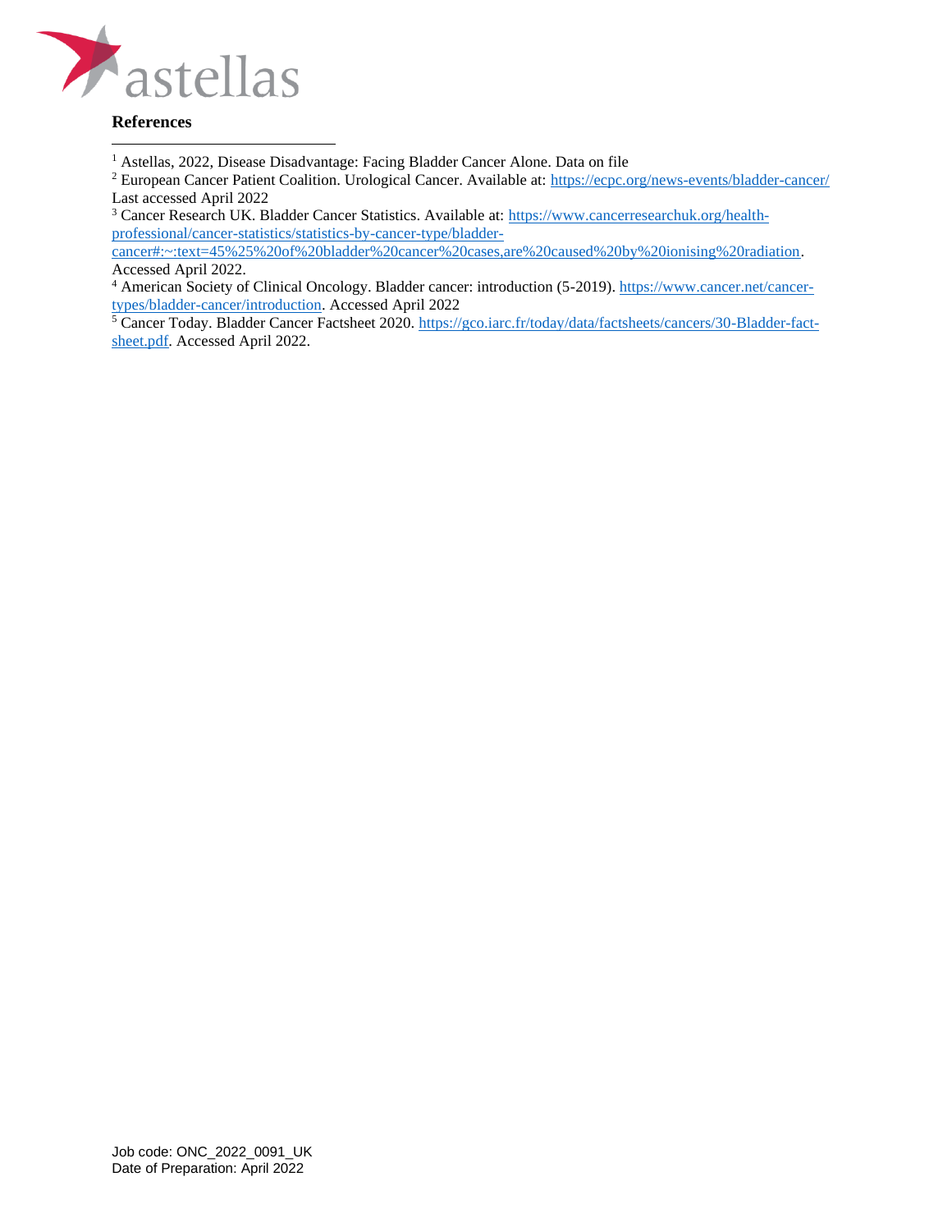**References**

[1] Astellas, 2022, Disease Disadvantage: Facing Bladder Cancer Alone. Data on file

[2] European Cancer Patient Coalition. Urological Cancer. Available at: https://ecpc.org/news-events/bladder-cancer/ Last accessed April 2022

[3] Cancer Research UK. Bladder Cancer Statistics. Available at: https://www.cancerresearchuk.org/health-professional/cancer-statistics/statistics-by-cancer-type/bladder-cancer#:~:text=45%25%20of%20bladder%20cancer%20cases,are%20caused%20by%20ionising%20radiation. Accessed April 2022.

[4] American Society of Clinical Oncology. Bladder cancer: introduction (5-2019). https://www.cancer.net/cancer-types/bladder-cancer/introduction. Accessed April 2022

[5] Cancer Today. Bladder Cancer Factsheet 2020. https://gco.iarc.fr/today/data/factsheets/cancers/30-Bladder-fact-sheet.pdf. Accessed April 2022.

Job code: ONC_2022_0091_UK
Date of Preparation: April 2022